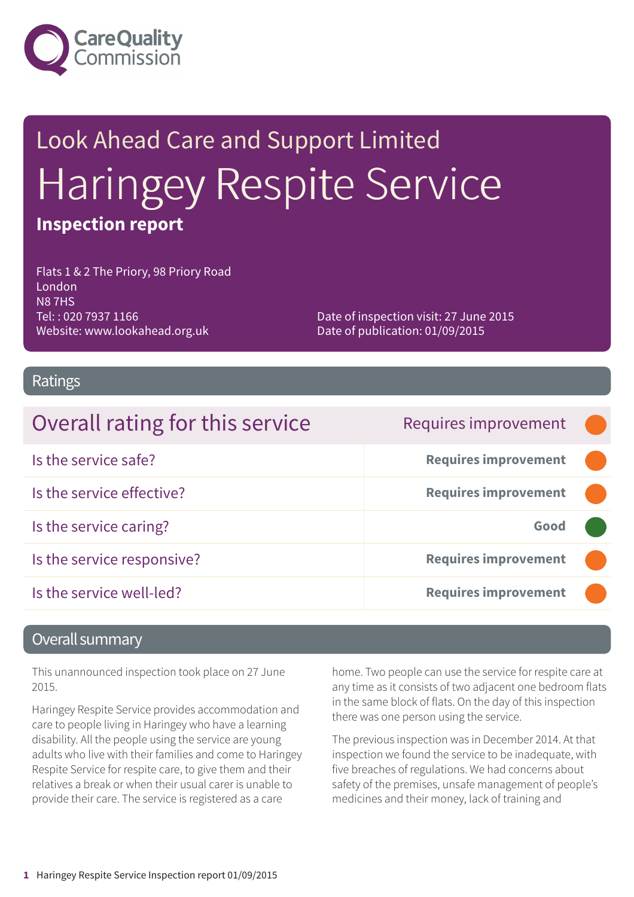Care Quality Commission

# Look Ahead Care and Support Limited

# Haringey Respite Service

**Inspection report**

Flats 1 & 2 The Priory, 98 Priory Road
London
N8 7HS
Tel: : 020 7937 1166
Website: www.lookahead.org.uk

Date of inspection visit: 27 June 2015
Date of publication: 01/09/2015

## Ratings

| Overall rating for this service | Requires improvement |
| --- | --- |
| Is the service safe? | **Requires improvement** |
| Is the service effective? | **Requires improvement** |
| Is the service caring? | **Good** |
| Is the service responsive? | **Requires improvement** |
| Is the service well-led? | **Requires improvement** |

## Overall summary

This unannounced inspection took place on 27 June 2015.

Haringey Respite Service provides accommodation and care to people living in Haringey who have a learning disability. All the people using the service are young adults who live with their families and come to Haringey Respite Service for respite care, to give them and their relatives a break or when their usual carer is unable to provide their care. The service is registered as a care home. Two people can use the service for respite care at any time as it consists of two adjacent one bedroom flats in the same block of flats. On the day of this inspection there was one person using the service.

The previous inspection was in December 2014. At that inspection we found the service to be inadequate, with five breaches of regulations. We had concerns about safety of the premises, unsafe management of people's medicines and their money, lack of training and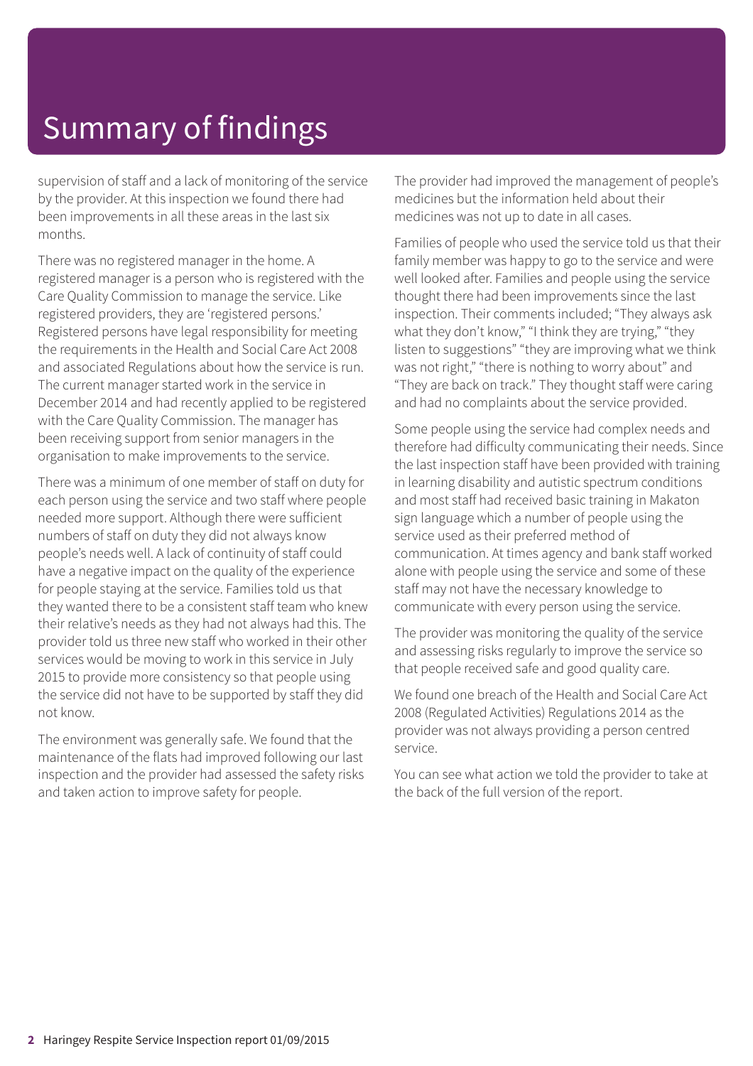# Summary of findings

supervision of staff and a lack of monitoring of the service by the provider. At this inspection we found there had been improvements in all these areas in the last six months.

There was no registered manager in the home. A registered manager is a person who is registered with the Care Quality Commission to manage the service. Like registered providers, they are 'registered persons.' Registered persons have legal responsibility for meeting the requirements in the Health and Social Care Act 2008 and associated Regulations about how the service is run. The current manager started work in the service in December 2014 and had recently applied to be registered with the Care Quality Commission. The manager has been receiving support from senior managers in the organisation to make improvements to the service.

There was a minimum of one member of staff on duty for each person using the service and two staff where people needed more support. Although there were sufficient numbers of staff on duty they did not always know people's needs well. A lack of continuity of staff could have a negative impact on the quality of the experience for people staying at the service. Families told us that they wanted there to be a consistent staff team who knew their relative's needs as they had not always had this. The provider told us three new staff who worked in their other services would be moving to work in this service in July 2015 to provide more consistency so that people using the service did not have to be supported by staff they did not know.

The environment was generally safe. We found that the maintenance of the flats had improved following our last inspection and the provider had assessed the safety risks and taken action to improve safety for people.

The provider had improved the management of people's medicines but the information held about their medicines was not up to date in all cases.

Families of people who used the service told us that their family member was happy to go to the service and were well looked after. Families and people using the service thought there had been improvements since the last inspection. Their comments included; "They always ask what they don't know," "I think they are trying," "they listen to suggestions" "they are improving what we think was not right," "there is nothing to worry about" and "They are back on track." They thought staff were caring and had no complaints about the service provided.

Some people using the service had complex needs and therefore had difficulty communicating their needs. Since the last inspection staff have been provided with training in learning disability and autistic spectrum conditions and most staff had received basic training in Makaton sign language which a number of people using the service used as their preferred method of communication. At times agency and bank staff worked alone with people using the service and some of these staff may not have the necessary knowledge to communicate with every person using the service.

The provider was monitoring the quality of the service and assessing risks regularly to improve the service so that people received safe and good quality care.

We found one breach of the Health and Social Care Act 2008 (Regulated Activities) Regulations 2014 as the provider was not always providing a person centred service.

You can see what action we told the provider to take at the back of the full version of the report.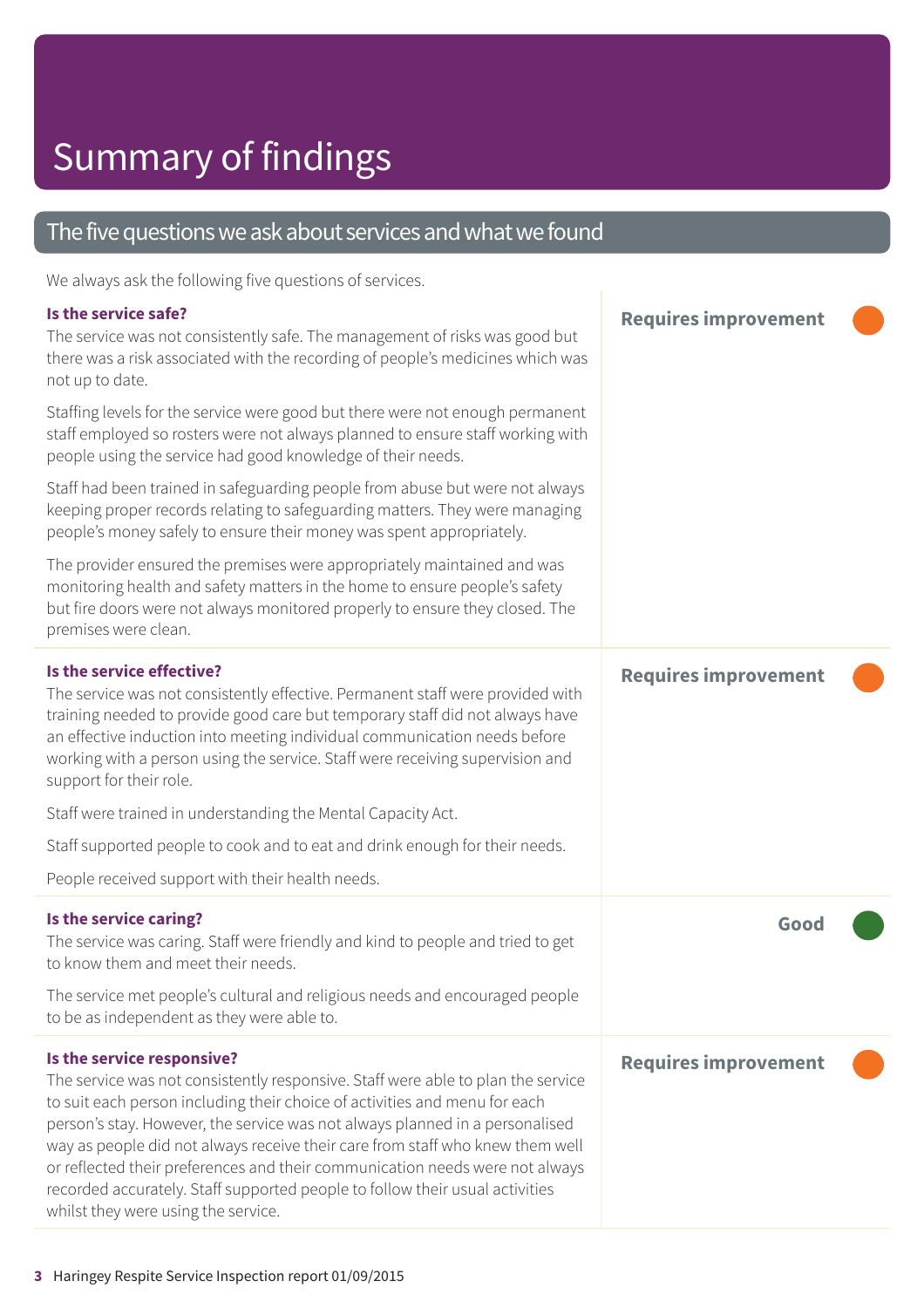# Summary of findings

## The five questions we ask about services and what we found

We always ask the following five questions of services.

### Is the service safe?

**Requires improvement**

The service was not consistently safe. The management of risks was good but there was a risk associated with the recording of people's medicines which was not up to date.

Staffing levels for the service were good but there were not enough permanent staff employed so rosters were not always planned to ensure staff working with people using the service had good knowledge of their needs.

Staff had been trained in safeguarding people from abuse but were not always keeping proper records relating to safeguarding matters. They were managing people's money safely to ensure their money was spent appropriately.

The provider ensured the premises were appropriately maintained and was monitoring health and safety matters in the home to ensure people's safety but fire doors were not always monitored properly to ensure they closed. The premises were clean.

### Is the service effective?

**Requires improvement**

The service was not consistently effective. Permanent staff were provided with training needed to provide good care but temporary staff did not always have an effective induction into meeting individual communication needs before working with a person using the service. Staff were receiving supervision and support for their role.

Staff were trained in understanding the Mental Capacity Act.

Staff supported people to cook and to eat and drink enough for their needs.

People received support with their health needs.

### Is the service caring?

**Good**

The service was caring. Staff were friendly and kind to people and tried to get to know them and meet their needs.

The service met people's cultural and religious needs and encouraged people to be as independent as they were able to.

### Is the service responsive?

**Requires improvement**

The service was not consistently responsive. Staff were able to plan the service to suit each person including their choice of activities and menu for each person's stay. However, the service was not always planned in a personalised way as people did not always receive their care from staff who knew them well or reflected their preferences and their communication needs were not always recorded accurately. Staff supported people to follow their usual activities whilst they were using the service.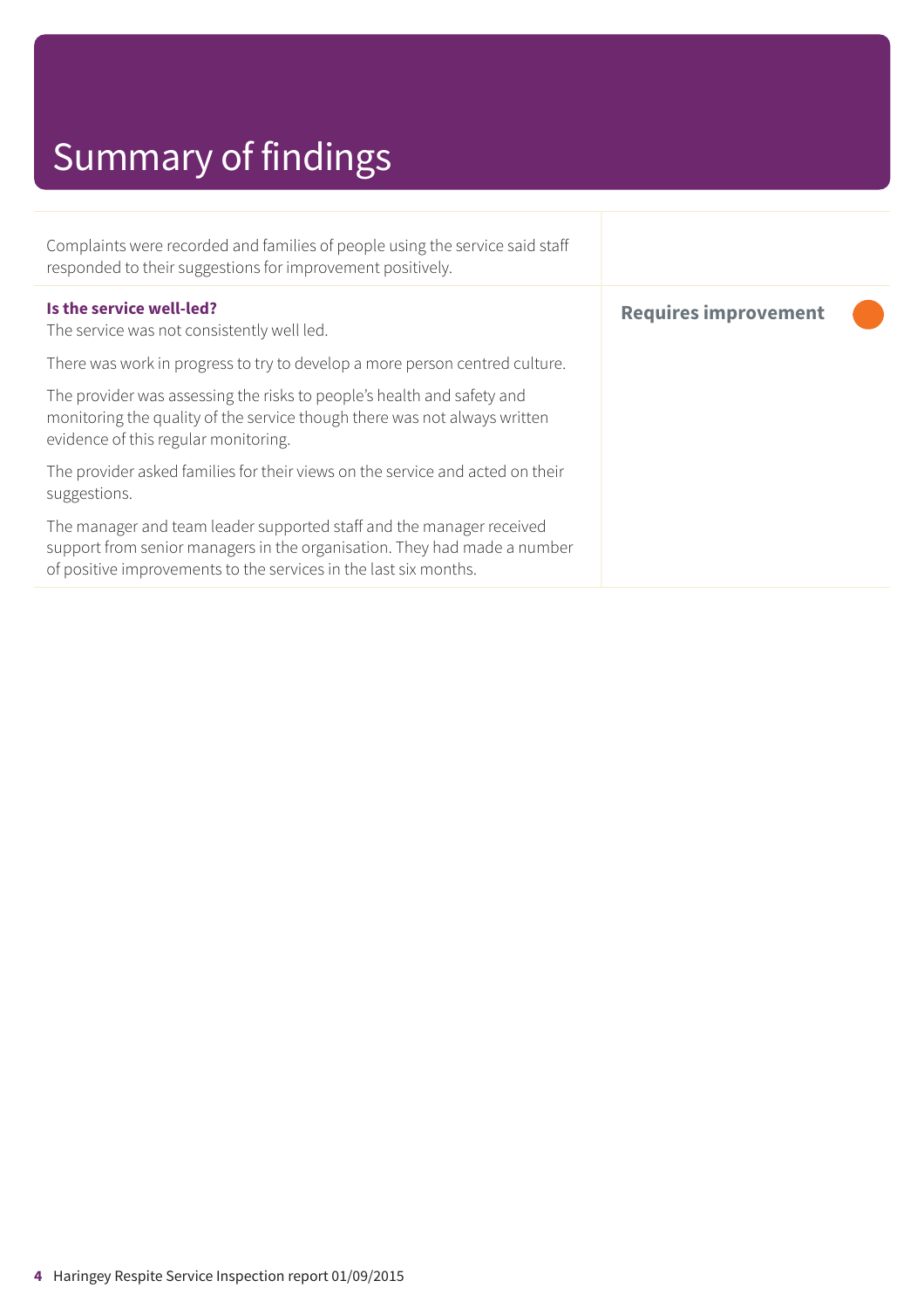# Summary of findings

Complaints were recorded and families of people using the service said staff responded to their suggestions for improvement positively.

**Is the service well-led?**

**Requires improvement**

The service was not consistently well led.

There was work in progress to try to develop a more person centred culture.

The provider was assessing the risks to people's health and safety and monitoring the quality of the service though there was not always written evidence of this regular monitoring.

The provider asked families for their views on the service and acted on their suggestions.

The manager and team leader supported staff and the manager received support from senior managers in the organisation. They had made a number of positive improvements to the services in the last six months.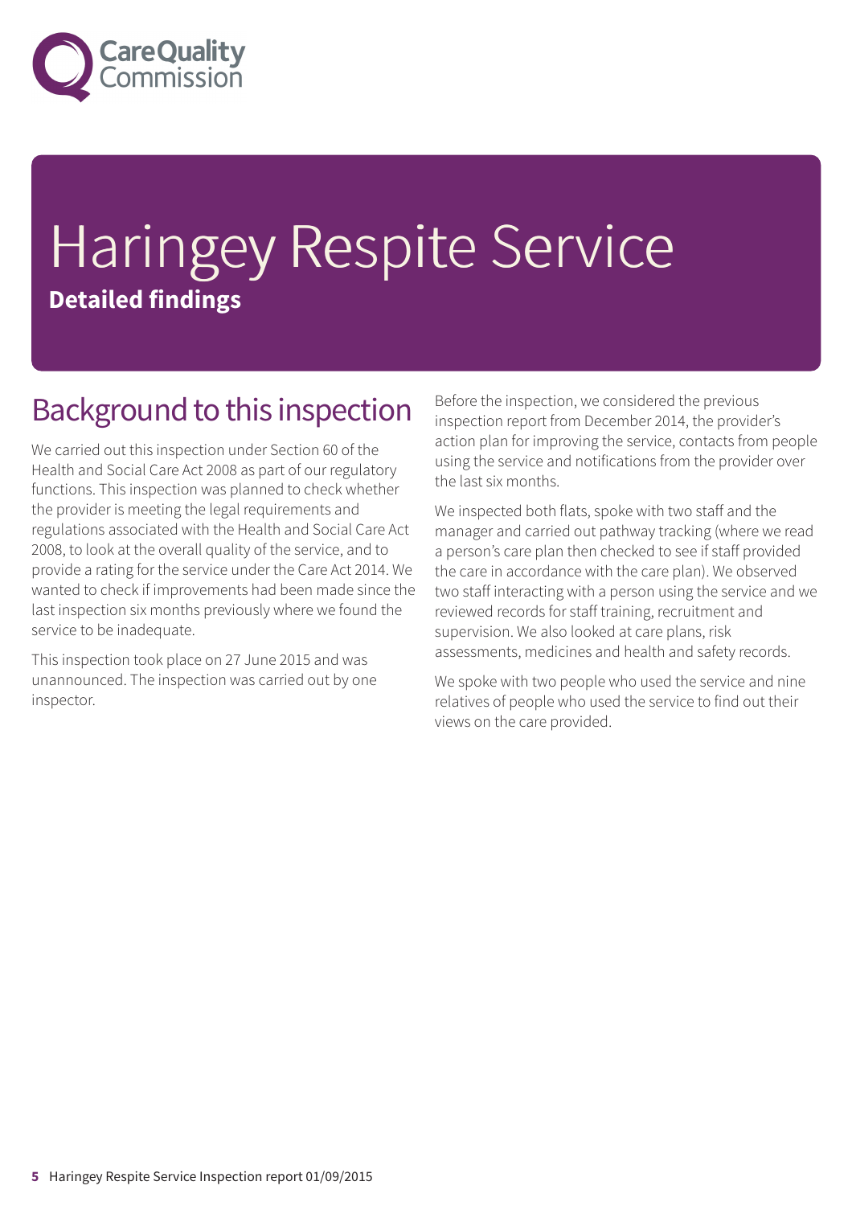# Haringey Respite Service

**Detailed findings**

## Background to this inspection

We carried out this inspection under Section 60 of the Health and Social Care Act 2008 as part of our regulatory functions. This inspection was planned to check whether the provider is meeting the legal requirements and regulations associated with the Health and Social Care Act 2008, to look at the overall quality of the service, and to provide a rating for the service under the Care Act 2014. We wanted to check if improvements had been made since the last inspection six months previously where we found the service to be inadequate.

This inspection took place on 27 June 2015 and was unannounced. The inspection was carried out by one inspector.

Before the inspection, we considered the previous inspection report from December 2014, the provider's action plan for improving the service, contacts from people using the service and notifications from the provider over the last six months.

We inspected both flats, spoke with two staff and the manager and carried out pathway tracking (where we read a person's care plan then checked to see if staff provided the care in accordance with the care plan). We observed two staff interacting with a person using the service and we reviewed records for staff training, recruitment and supervision. We also looked at care plans, risk assessments, medicines and health and safety records.

We spoke with two people who used the service and nine relatives of people who used the service to find out their views on the care provided.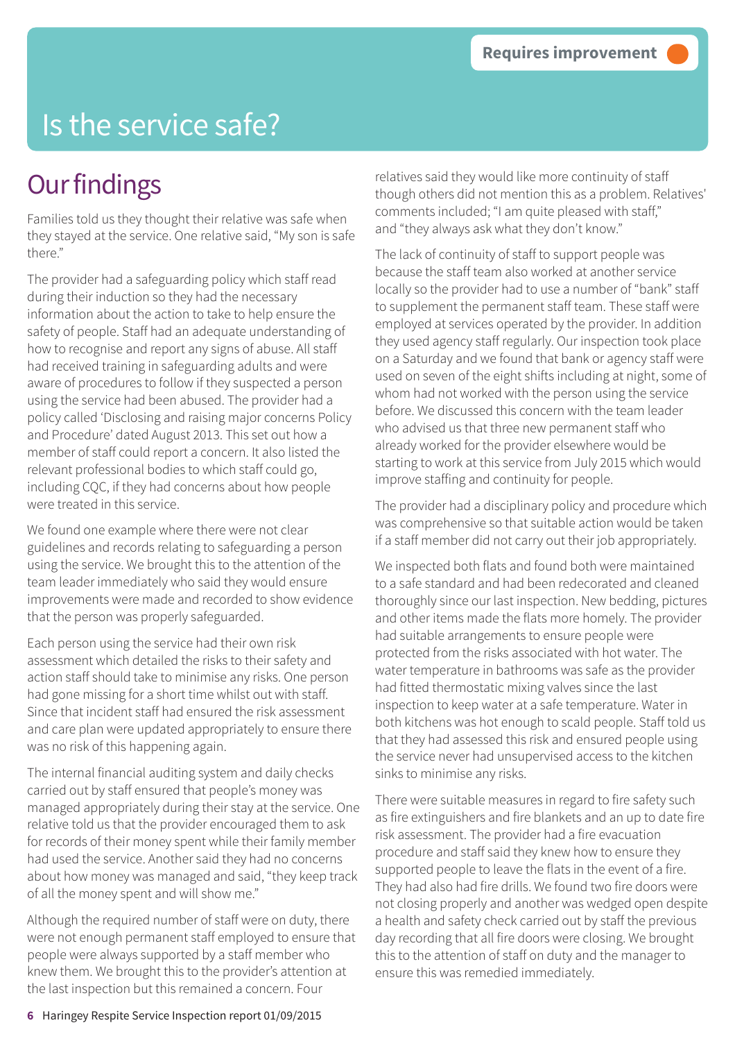Requires improvement

# Is the service safe?

## Our findings

Families told us they thought their relative was safe when they stayed at the service. One relative said, "My son is safe there."

The provider had a safeguarding policy which staff read during their induction so they had the necessary information about the action to take to help ensure the safety of people. Staff had an adequate understanding of how to recognise and report any signs of abuse. All staff had received training in safeguarding adults and were aware of procedures to follow if they suspected a person using the service had been abused. The provider had a policy called 'Disclosing and raising major concerns Policy and Procedure' dated August 2013. This set out how a member of staff could report a concern. It also listed the relevant professional bodies to which staff could go, including CQC, if they had concerns about how people were treated in this service.

We found one example where there were not clear guidelines and records relating to safeguarding a person using the service. We brought this to the attention of the team leader immediately who said they would ensure improvements were made and recorded to show evidence that the person was properly safeguarded.

Each person using the service had their own risk assessment which detailed the risks to their safety and action staff should take to minimise any risks. One person had gone missing for a short time whilst out with staff. Since that incident staff had ensured the risk assessment and care plan were updated appropriately to ensure there was no risk of this happening again.

The internal financial auditing system and daily checks carried out by staff ensured that people's money was managed appropriately during their stay at the service. One relative told us that the provider encouraged them to ask for records of their money spent while their family member had used the service. Another said they had no concerns about how money was managed and said, "they keep track of all the money spent and will show me."

Although the required number of staff were on duty, there were not enough permanent staff employed to ensure that people were always supported by a staff member who knew them. We brought this to the provider's attention at the last inspection but this remained a concern. Four relatives said they would like more continuity of staff though others did not mention this as a problem. Relatives' comments included; "I am quite pleased with staff," and "they always ask what they don't know."

The lack of continuity of staff to support people was because the staff team also worked at another service locally so the provider had to use a number of "bank" staff to supplement the permanent staff team. These staff were employed at services operated by the provider. In addition they used agency staff regularly. Our inspection took place on a Saturday and we found that bank or agency staff were used on seven of the eight shifts including at night, some of whom had not worked with the person using the service before. We discussed this concern with the team leader who advised us that three new permanent staff who already worked for the provider elsewhere would be starting to work at this service from July 2015 which would improve staffing and continuity for people.

The provider had a disciplinary policy and procedure which was comprehensive so that suitable action would be taken if a staff member did not carry out their job appropriately.

We inspected both flats and found both were maintained to a safe standard and had been redecorated and cleaned thoroughly since our last inspection. New bedding, pictures and other items made the flats more homely. The provider had suitable arrangements to ensure people were protected from the risks associated with hot water. The water temperature in bathrooms was safe as the provider had fitted thermostatic mixing valves since the last inspection to keep water at a safe temperature. Water in both kitchens was hot enough to scald people. Staff told us that they had assessed this risk and ensured people using the service never had unsupervised access to the kitchen sinks to minimise any risks.

There were suitable measures in regard to fire safety such as fire extinguishers and fire blankets and an up to date fire risk assessment. The provider had a fire evacuation procedure and staff said they knew how to ensure they supported people to leave the flats in the event of a fire. They had also had fire drills. We found two fire doors were not closing properly and another was wedged open despite a health and safety check carried out by staff the previous day recording that all fire doors were closing. We brought this to the attention of staff on duty and the manager to ensure this was remedied immediately.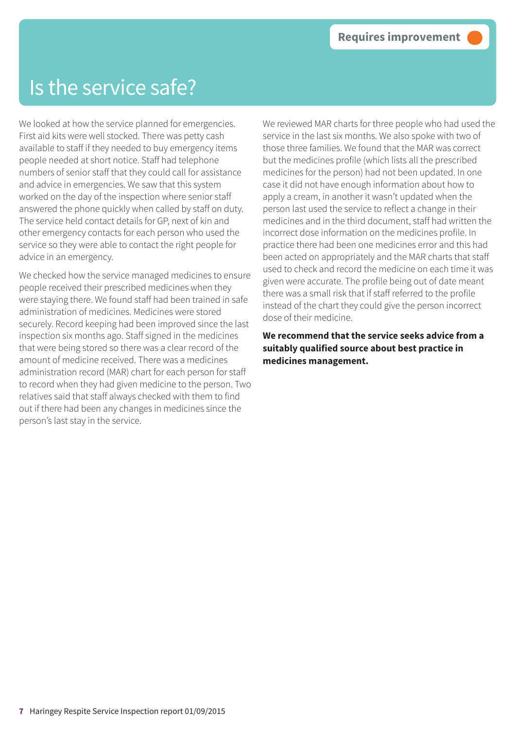Requires improvement

# Is the service safe?

We looked at how the service planned for emergencies. First aid kits were well stocked. There was petty cash available to staff if they needed to buy emergency items people needed at short notice. Staff had telephone numbers of senior staff that they could call for assistance and advice in emergencies. We saw that this system worked on the day of the inspection where senior staff answered the phone quickly when called by staff on duty. The service held contact details for GP, next of kin and other emergency contacts for each person who used the service so they were able to contact the right people for advice in an emergency.

We checked how the service managed medicines to ensure people received their prescribed medicines when they were staying there. We found staff had been trained in safe administration of medicines. Medicines were stored securely. Record keeping had been improved since the last inspection six months ago. Staff signed in the medicines that were being stored so there was a clear record of the amount of medicine received. There was a medicines administration record (MAR) chart for each person for staff to record when they had given medicine to the person. Two relatives said that staff always checked with them to find out if there had been any changes in medicines since the person's last stay in the service.

We reviewed MAR charts for three people who had used the service in the last six months. We also spoke with two of those three families. We found that the MAR was correct but the medicines profile (which lists all the prescribed medicines for the person) had not been updated. In one case it did not have enough information about how to apply a cream, in another it wasn't updated when the person last used the service to reflect a change in their medicines and in the third document, staff had written the incorrect dose information on the medicines profile. In practice there had been one medicines error and this had been acted on appropriately and the MAR charts that staff used to check and record the medicine on each time it was given were accurate. The profile being out of date meant there was a small risk that if staff referred to the profile instead of the chart they could give the person incorrect dose of their medicine.

**We recommend that the service seeks advice from a suitably qualified source about best practice in medicines management.**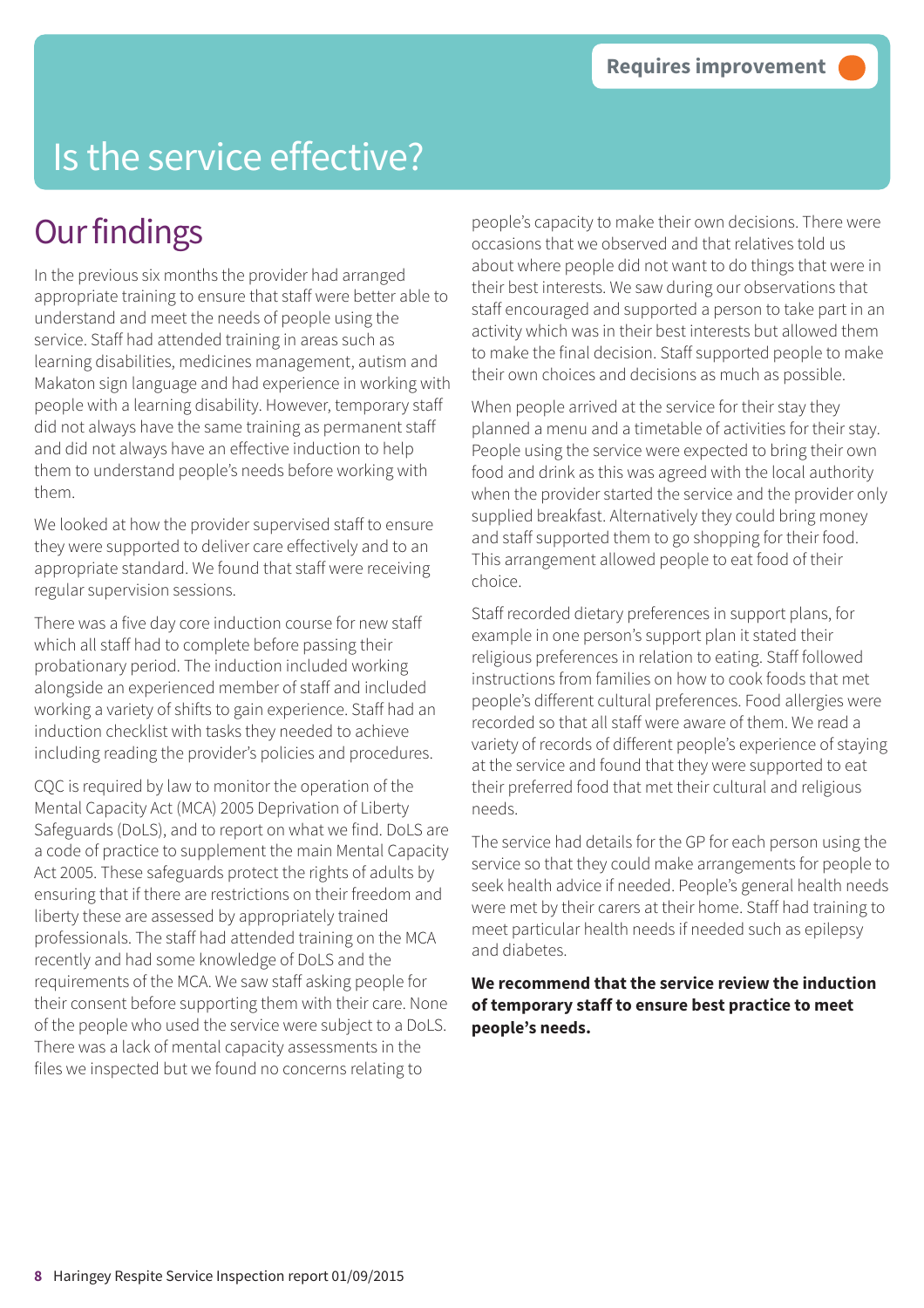Requires improvement

# Is the service effective?

## Our findings

In the previous six months the provider had arranged appropriate training to ensure that staff were better able to understand and meet the needs of people using the service. Staff had attended training in areas such as learning disabilities, medicines management, autism and Makaton sign language and had experience in working with people with a learning disability. However, temporary staff did not always have the same training as permanent staff and did not always have an effective induction to help them to understand people's needs before working with them.

We looked at how the provider supervised staff to ensure they were supported to deliver care effectively and to an appropriate standard. We found that staff were receiving regular supervision sessions.

There was a five day core induction course for new staff which all staff had to complete before passing their probationary period. The induction included working alongside an experienced member of staff and included working a variety of shifts to gain experience. Staff had an induction checklist with tasks they needed to achieve including reading the provider's policies and procedures.

CQC is required by law to monitor the operation of the Mental Capacity Act (MCA) 2005 Deprivation of Liberty Safeguards (DoLS), and to report on what we find. DoLS are a code of practice to supplement the main Mental Capacity Act 2005. These safeguards protect the rights of adults by ensuring that if there are restrictions on their freedom and liberty these are assessed by appropriately trained professionals. The staff had attended training on the MCA recently and had some knowledge of DoLS and the requirements of the MCA. We saw staff asking people for their consent before supporting them with their care. None of the people who used the service were subject to a DoLS. There was a lack of mental capacity assessments in the files we inspected but we found no concerns relating to people's capacity to make their own decisions. There were occasions that we observed and that relatives told us about where people did not want to do things that were in their best interests. We saw during our observations that staff encouraged and supported a person to take part in an activity which was in their best interests but allowed them to make the final decision. Staff supported people to make their own choices and decisions as much as possible.

When people arrived at the service for their stay they planned a menu and a timetable of activities for their stay. People using the service were expected to bring their own food and drink as this was agreed with the local authority when the provider started the service and the provider only supplied breakfast. Alternatively they could bring money and staff supported them to go shopping for their food. This arrangement allowed people to eat food of their choice.

Staff recorded dietary preferences in support plans, for example in one person's support plan it stated their religious preferences in relation to eating. Staff followed instructions from families on how to cook foods that met people's different cultural preferences. Food allergies were recorded so that all staff were aware of them. We read a variety of records of different people's experience of staying at the service and found that they were supported to eat their preferred food that met their cultural and religious needs.

The service had details for the GP for each person using the service so that they could make arrangements for people to seek health advice if needed. People's general health needs were met by their carers at their home. Staff had training to meet particular health needs if needed such as epilepsy and diabetes.

**We recommend that the service review the induction of temporary staff to ensure best practice to meet people's needs.**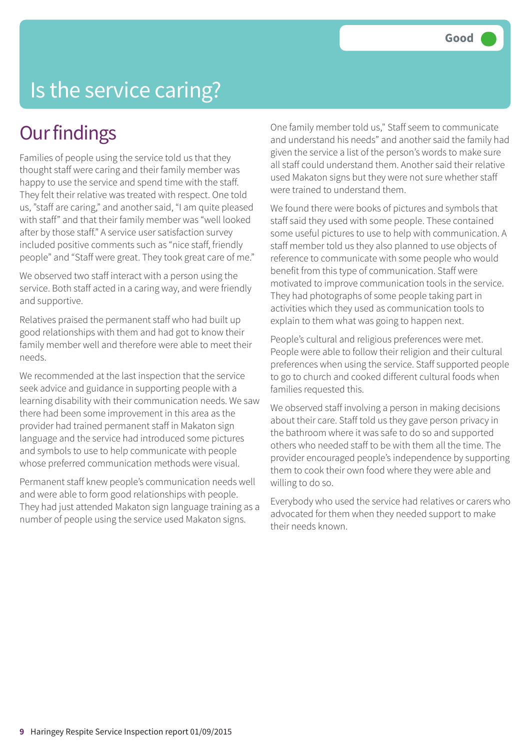Good

# Is the service caring?

## Our findings

Families of people using the service told us that they thought staff were caring and their family member was happy to use the service and spend time with the staff. They felt their relative was treated with respect. One told us, "staff are caring," and another said, "I am quite pleased with staff" and that their family member was "well looked after by those staff." A service user satisfaction survey included positive comments such as "nice staff, friendly people" and "Staff were great. They took great care of me."

We observed two staff interact with a person using the service. Both staff acted in a caring way, and were friendly and supportive.

Relatives praised the permanent staff who had built up good relationships with them and had got to know their family member well and therefore were able to meet their needs.

We recommended at the last inspection that the service seek advice and guidance in supporting people with a learning disability with their communication needs. We saw there had been some improvement in this area as the provider had trained permanent staff in Makaton sign language and the service had introduced some pictures and symbols to use to help communicate with people whose preferred communication methods were visual.

Permanent staff knew people's communication needs well and were able to form good relationships with people. They had just attended Makaton sign language training as a number of people using the service used Makaton signs.

One family member told us," Staff seem to communicate and understand his needs" and another said the family had given the service a list of the person's words to make sure all staff could understand them. Another said their relative used Makaton signs but they were not sure whether staff were trained to understand them.

We found there were books of pictures and symbols that staff said they used with some people. These contained some useful pictures to use to help with communication. A staff member told us they also planned to use objects of reference to communicate with some people who would benefit from this type of communication. Staff were motivated to improve communication tools in the service. They had photographs of some people taking part in activities which they used as communication tools to explain to them what was going to happen next.

People's cultural and religious preferences were met. People were able to follow their religion and their cultural preferences when using the service. Staff supported people to go to church and cooked different cultural foods when families requested this.

We observed staff involving a person in making decisions about their care. Staff told us they gave person privacy in the bathroom where it was safe to do so and supported others who needed staff to be with them all the time. The provider encouraged people's independence by supporting them to cook their own food where they were able and willing to do so.

Everybody who used the service had relatives or carers who advocated for them when they needed support to make their needs known.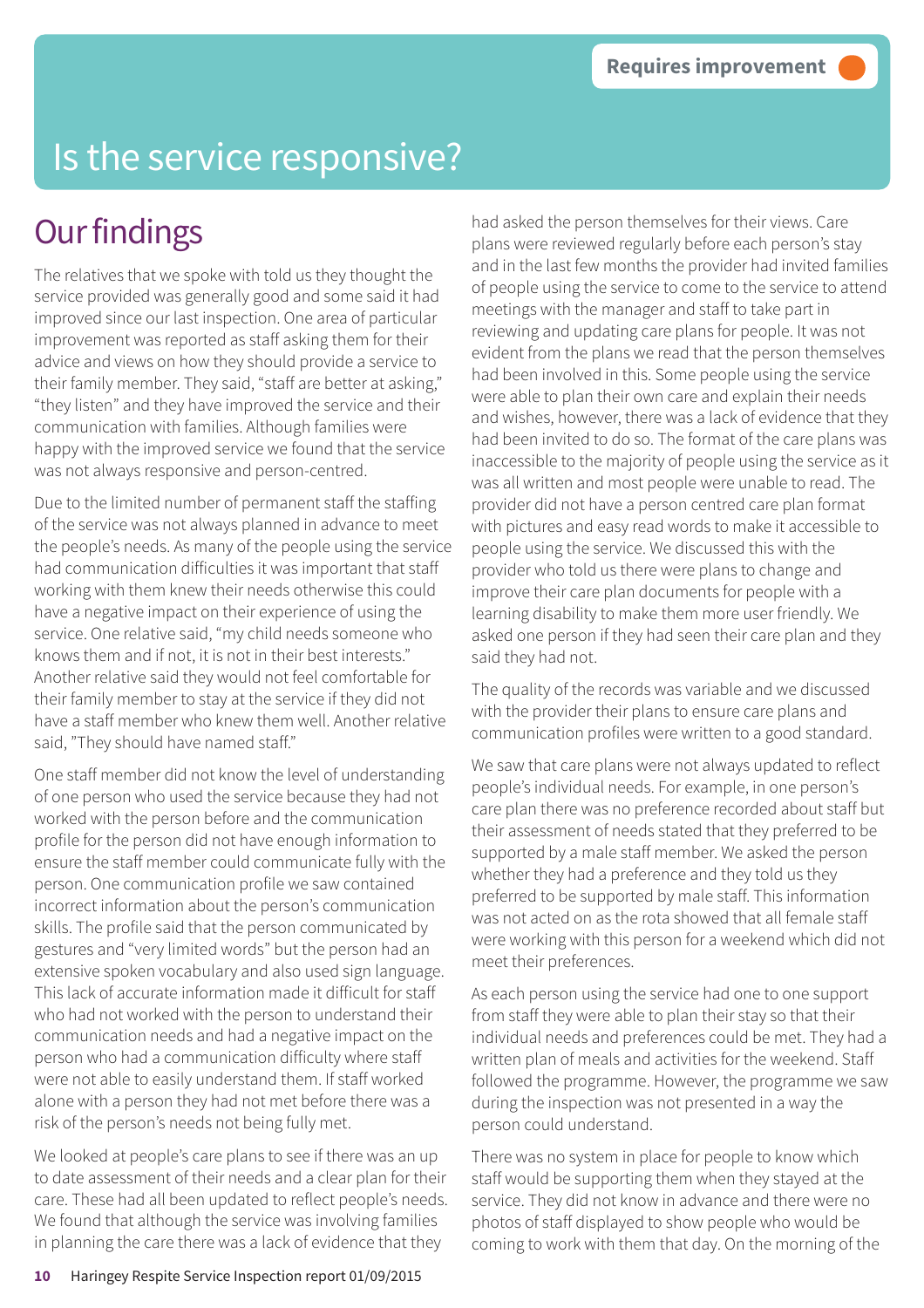Requires improvement

# Is the service responsive?

## Our findings

The relatives that we spoke with told us they thought the service provided was generally good and some said it had improved since our last inspection. One area of particular improvement was reported as staff asking them for their advice and views on how they should provide a service to their family member. They said, "staff are better at asking," "they listen" and they have improved the service and their communication with families. Although families were happy with the improved service we found that the service was not always responsive and person-centred.

Due to the limited number of permanent staff the staffing of the service was not always planned in advance to meet the people's needs. As many of the people using the service had communication difficulties it was important that staff working with them knew their needs otherwise this could have a negative impact on their experience of using the service. One relative said, "my child needs someone who knows them and if not, it is not in their best interests." Another relative said they would not feel comfortable for their family member to stay at the service if they did not have a staff member who knew them well. Another relative said, "They should have named staff."

One staff member did not know the level of understanding of one person who used the service because they had not worked with the person before and the communication profile for the person did not have enough information to ensure the staff member could communicate fully with the person. One communication profile we saw contained incorrect information about the person's communication skills. The profile said that the person communicated by gestures and "very limited words" but the person had an extensive spoken vocabulary and also used sign language. This lack of accurate information made it difficult for staff who had not worked with the person to understand their communication needs and had a negative impact on the person who had a communication difficulty where staff were not able to easily understand them. If staff worked alone with a person they had not met before there was a risk of the person's needs not being fully met.

We looked at people's care plans to see if there was an up to date assessment of their needs and a clear plan for their care. These had all been updated to reflect people's needs. We found that although the service was involving families in planning the care there was a lack of evidence that they had asked the person themselves for their views. Care plans were reviewed regularly before each person's stay and in the last few months the provider had invited families of people using the service to come to the service to attend meetings with the manager and staff to take part in reviewing and updating care plans for people. It was not evident from the plans we read that the person themselves had been involved in this. Some people using the service were able to plan their own care and explain their needs and wishes, however, there was a lack of evidence that they had been invited to do so. The format of the care plans was inaccessible to the majority of people using the service as it was all written and most people were unable to read. The provider did not have a person centred care plan format with pictures and easy read words to make it accessible to people using the service. We discussed this with the provider who told us there were plans to change and improve their care plan documents for people with a learning disability to make them more user friendly. We asked one person if they had seen their care plan and they said they had not.

The quality of the records was variable and we discussed with the provider their plans to ensure care plans and communication profiles were written to a good standard.

We saw that care plans were not always updated to reflect people's individual needs. For example, in one person's care plan there was no preference recorded about staff but their assessment of needs stated that they preferred to be supported by a male staff member. We asked the person whether they had a preference and they told us they preferred to be supported by male staff. This information was not acted on as the rota showed that all female staff were working with this person for a weekend which did not meet their preferences.

As each person using the service had one to one support from staff they were able to plan their stay so that their individual needs and preferences could be met. They had a written plan of meals and activities for the weekend. Staff followed the programme. However, the programme we saw during the inspection was not presented in a way the person could understand.

There was no system in place for people to know which staff would be supporting them when they stayed at the service. They did not know in advance and there were no photos of staff displayed to show people who would be coming to work with them that day. On the morning of the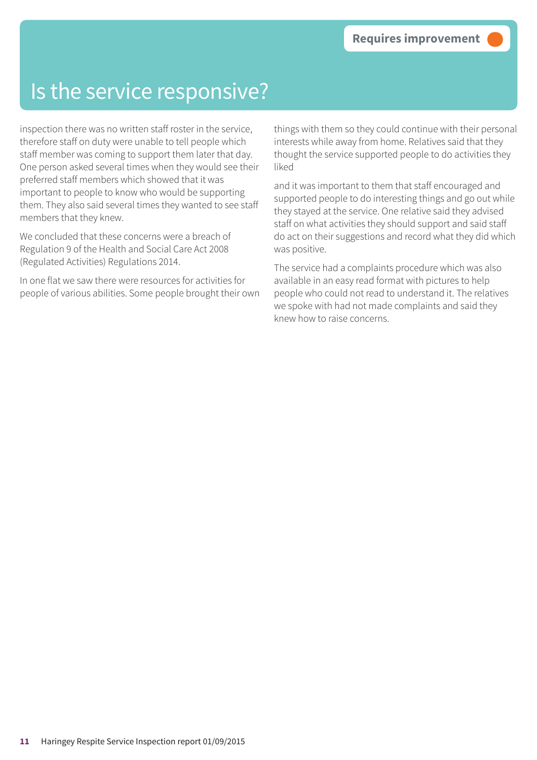# Is the service responsive?

**Requires improvement**

inspection there was no written staff roster in the service, therefore staff on duty were unable to tell people which staff member was coming to support them later that day. One person asked several times when they would see their preferred staff members which showed that it was important to people to know who would be supporting them. They also said several times they wanted to see staff members that they knew.

We concluded that these concerns were a breach of Regulation 9 of the Health and Social Care Act 2008 (Regulated Activities) Regulations 2014.

In one flat we saw there were resources for activities for people of various abilities. Some people brought their own things with them so they could continue with their personal interests while away from home. Relatives said that they thought the service supported people to do activities they liked

and it was important to them that staff encouraged and supported people to do interesting things and go out while they stayed at the service. One relative said they advised staff on what activities they should support and said staff do act on their suggestions and record what they did which was positive.

The service had a complaints procedure which was also available in an easy read format with pictures to help people who could not read to understand it. The relatives we spoke with had not made complaints and said they knew how to raise concerns.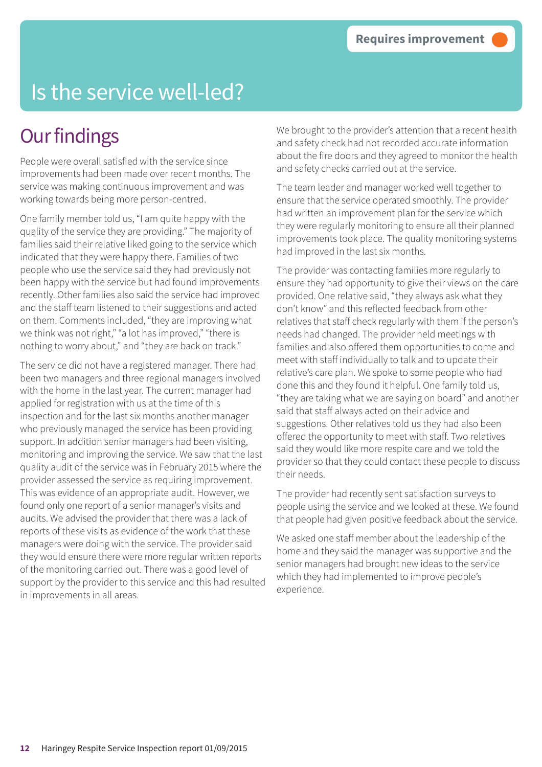**Requires improvement**

# Is the service well-led?

## Our findings

People were overall satisfied with the service since improvements had been made over recent months. The service was making continuous improvement and was working towards being more person-centred.

One family member told us, "I am quite happy with the quality of the service they are providing." The majority of families said their relative liked going to the service which indicated that they were happy there. Families of two people who use the service said they had previously not been happy with the service but had found improvements recently. Other families also said the service had improved and the staff team listened to their suggestions and acted on them. Comments included, "they are improving what we think was not right," "a lot has improved," "there is nothing to worry about," and "they are back on track."

The service did not have a registered manager. There had been two managers and three regional managers involved with the home in the last year. The current manager had applied for registration with us at the time of this inspection and for the last six months another manager who previously managed the service has been providing support. In addition senior managers had been visiting, monitoring and improving the service. We saw that the last quality audit of the service was in February 2015 where the provider assessed the service as requiring improvement. This was evidence of an appropriate audit. However, we found only one report of a senior manager's visits and audits. We advised the provider that there was a lack of reports of these visits as evidence of the work that these managers were doing with the service. The provider said they would ensure there were more regular written reports of the monitoring carried out. There was a good level of support by the provider to this service and this had resulted in improvements in all areas.

We brought to the provider's attention that a recent health and safety check had not recorded accurate information about the fire doors and they agreed to monitor the health and safety checks carried out at the service.

The team leader and manager worked well together to ensure that the service operated smoothly. The provider had written an improvement plan for the service which they were regularly monitoring to ensure all their planned improvements took place. The quality monitoring systems had improved in the last six months.

The provider was contacting families more regularly to ensure they had opportunity to give their views on the care provided. One relative said, "they always ask what they don't know" and this reflected feedback from other relatives that staff check regularly with them if the person's needs had changed. The provider held meetings with families and also offered them opportunities to come and meet with staff individually to talk and to update their relative's care plan. We spoke to some people who had done this and they found it helpful. One family told us, "they are taking what we are saying on board" and another said that staff always acted on their advice and suggestions. Other relatives told us they had also been offered the opportunity to meet with staff. Two relatives said they would like more respite care and we told the provider so that they could contact these people to discuss their needs.

The provider had recently sent satisfaction surveys to people using the service and we looked at these. We found that people had given positive feedback about the service.

We asked one staff member about the leadership of the home and they said the manager was supportive and the senior managers had brought new ideas to the service which they had implemented to improve people's experience.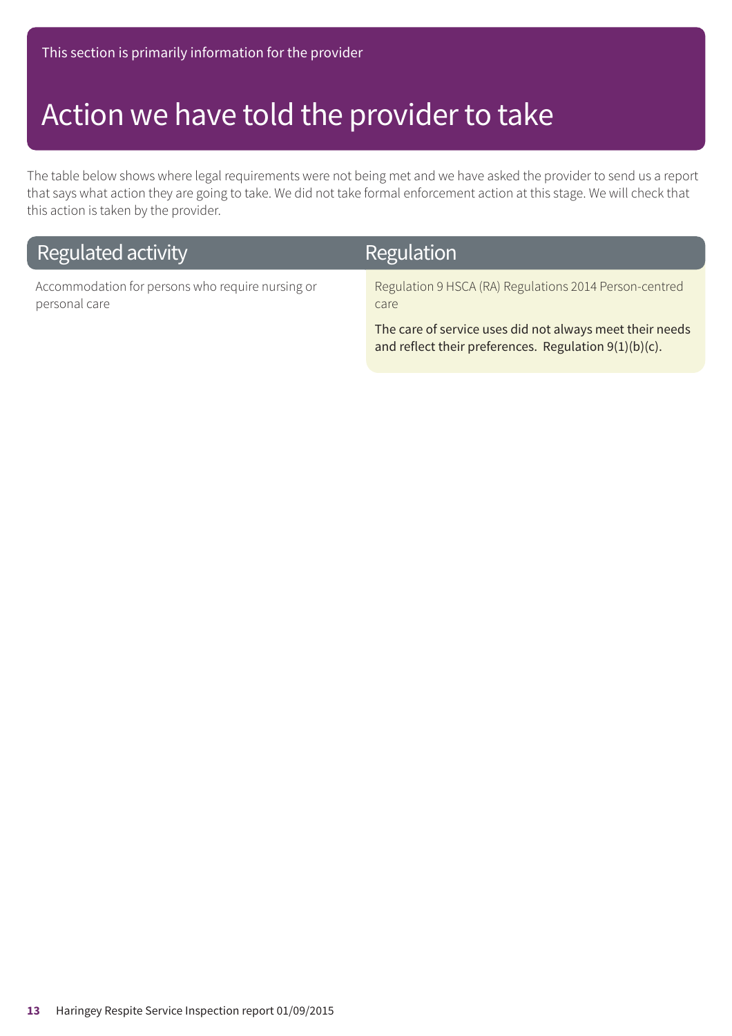This section is primarily information for the provider

# Action we have told the provider to take

The table below shows where legal requirements were not being met and we have asked the provider to send us a report that says what action they are going to take. We did not take formal enforcement action at this stage. We will check that this action is taken by the provider.

| Regulated activity | Regulation |
|---|---|
| Accommodation for persons who require nursing or personal care | Regulation 9 HSCA (RA) Regulations 2014 Person-centred care<br><br>The care of service uses did not always meet their needs and reflect their preferences. Regulation 9(1)(b)(c). |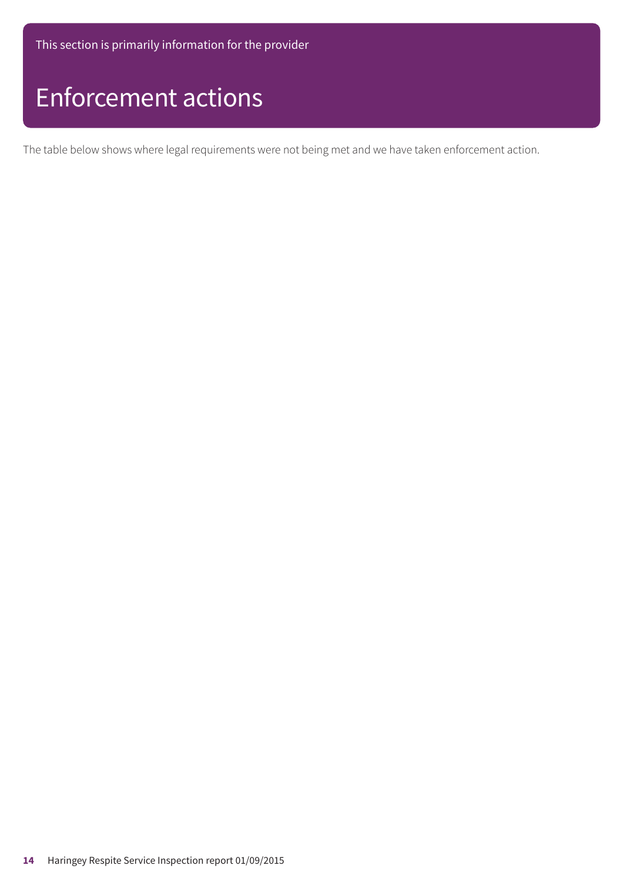This section is primarily information for the provider

# Enforcement actions

The table below shows where legal requirements were not being met and we have taken enforcement action.